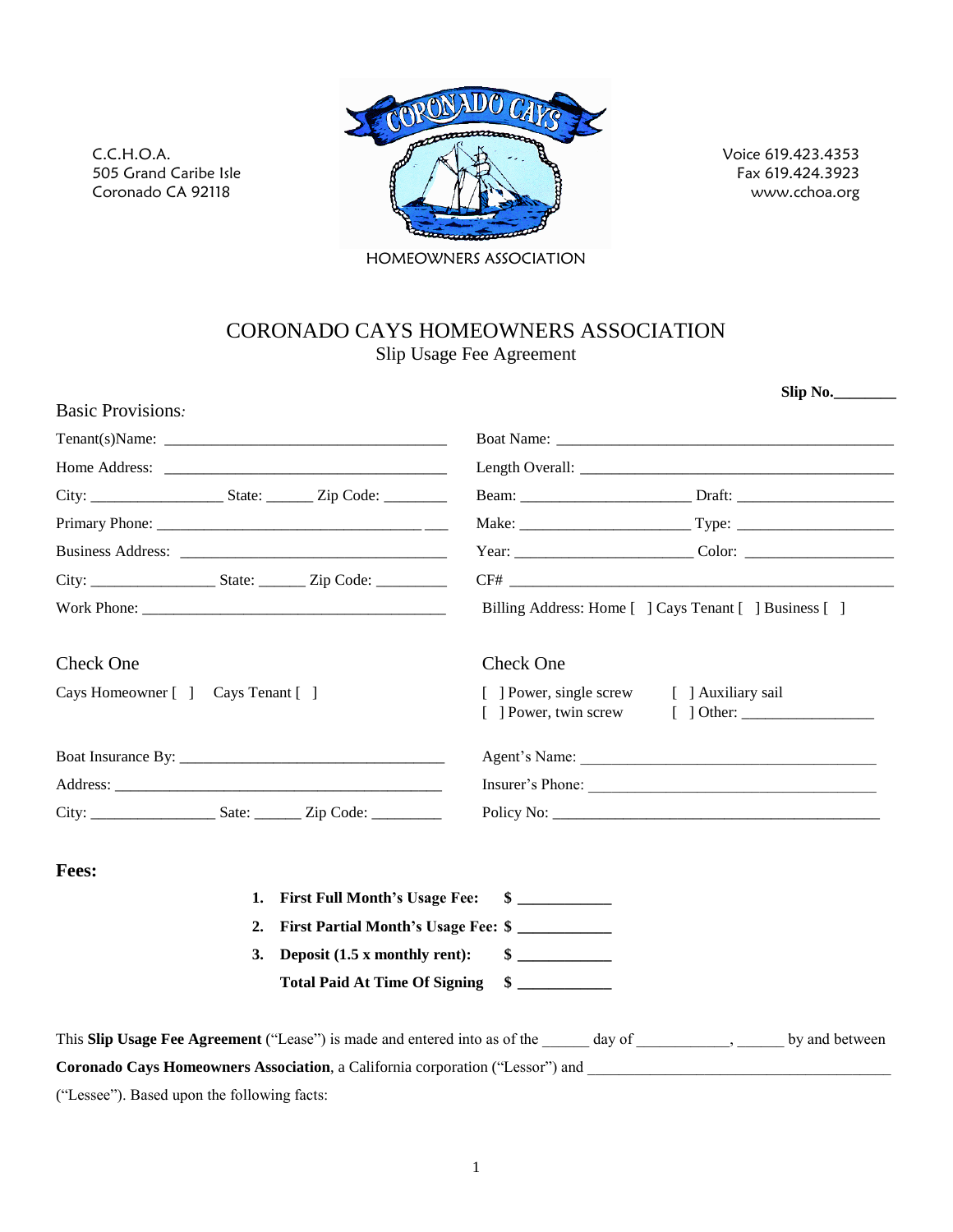C.C.H.O.A.
505 Grand Caribe Isle
Coronado CA 92118

CORONADO CAYS
HOMEOWNERS ASSOCIATION

Voice 619.423.4353
Fax 619.424.3923
www.cchoa.org

# CORONADO CAYS HOMEOWNERS ASSOCIATION

## Slip Usage Fee Agreement

**Slip No.________**

Basic Provisions:

Tenant(s)Name: ____________________________________

Home Address: ____________________________________

City: _________________ State: ______ Zip Code: ________

Primary Phone: ____________________________________

Business Address: __________________________________

City: ________________ State: ______ Zip Code: _________

Work Phone: _______________________________________

Boat Name: ___________________________________________

Length Overall: ________________________________________

Beam: ______________________ Draft: ____________________

Make: ______________________ Type: ____________________

Year: ______________________ Color: ___________________

CF# _________________________________________________

Billing Address: Home [ ] Cays Tenant [ ] Business [ ]

Check One

Cays Homeowner [ ] Cays Tenant [ ]

Check One

[ ] Power, single screw [ ] Auxiliary sail
[ ] Power, twin screw [ ] Other: ________________

Boat Insurance By: __________________________________

Address: __________________________________________

City: ________________ Sate: ______ Zip Code: _________

Agent's Name: ______________________________________

Insurer's Phone: ____________________________________

Policy No: ____________________________________________

**Fees:**

1. **First Full Month's Usage Fee:** **$ ___________**
2. **First Partial Month's Usage Fee:** **$ ___________**
3. **Deposit (1.5 x monthly rent):** **$ ___________**

**Total Paid At Time Of Signing** **$ ___________**

This **Slip Usage Fee Agreement** ("Lease") is made and entered into as of the ______ day of ___________, ______ by and between **Coronado Cays Homeowners Association**, a California corporation ("Lessor") and _______________________________________ ("Lessee"). Based upon the following facts: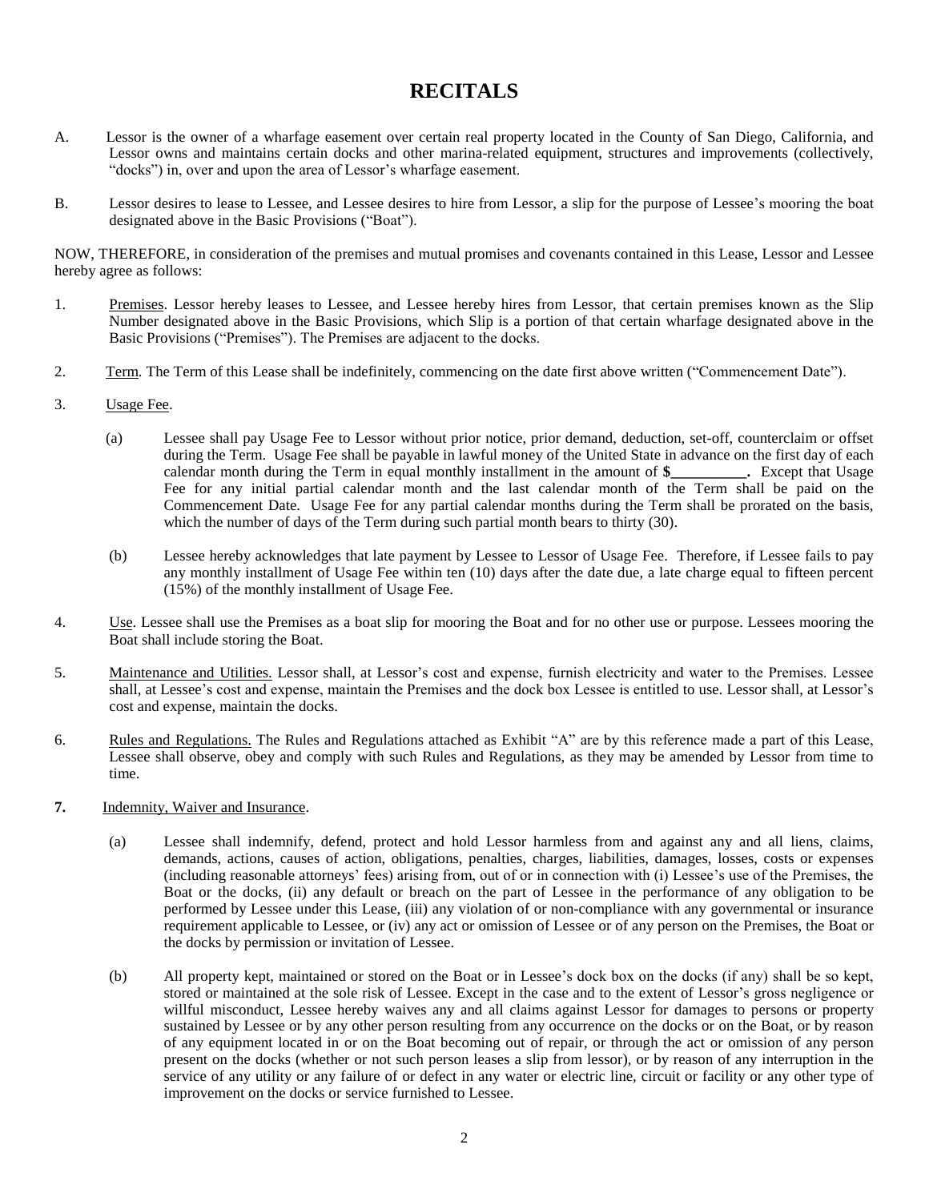# RECITALS

A. Lessor is the owner of a wharfage easement over certain real property located in the County of San Diego, California, and Lessor owns and maintains certain docks and other marina-related equipment, structures and improvements (collectively, "docks") in, over and upon the area of Lessor's wharfage easement.

B. Lessor desires to lease to Lessee, and Lessee desires to hire from Lessor, a slip for the purpose of Lessee's mooring the boat designated above in the Basic Provisions ("Boat").

NOW, THEREFORE, in consideration of the premises and mutual promises and covenants contained in this Lease, Lessor and Lessee hereby agree as follows:

1. Premises. Lessor hereby leases to Lessee, and Lessee hereby hires from Lessor, that certain premises known as the Slip Number designated above in the Basic Provisions, which Slip is a portion of that certain wharfage designated above in the Basic Provisions ("Premises"). The Premises are adjacent to the docks.

2. Term. The Term of this Lease shall be indefinitely, commencing on the date first above written ("Commencement Date").

3. Usage Fee.

   (a) Lessee shall pay Usage Fee to Lessor without prior notice, prior demand, deduction, set-off, counterclaim or offset during the Term. Usage Fee shall be payable in lawful money of the United State in advance on the first day of each calendar month during the Term in equal monthly installment in the amount of **$__________.** Except that Usage Fee for any initial partial calendar month and the last calendar month of the Term shall be paid on the Commencement Date. Usage Fee for any partial calendar months during the Term shall be prorated on the basis, which the number of days of the Term during such partial month bears to thirty (30).

   (b) Lessee hereby acknowledges that late payment by Lessee to Lessor of Usage Fee. Therefore, if Lessee fails to pay any monthly installment of Usage Fee within ten (10) days after the date due, a late charge equal to fifteen percent (15%) of the monthly installment of Usage Fee.

4. Use. Lessee shall use the Premises as a boat slip for mooring the Boat and for no other use or purpose. Lessees mooring the Boat shall include storing the Boat.

5. Maintenance and Utilities. Lessor shall, at Lessor's cost and expense, furnish electricity and water to the Premises. Lessee shall, at Lessee's cost and expense, maintain the Premises and the dock box Lessee is entitled to use. Lessor shall, at Lessor's cost and expense, maintain the docks.

6. Rules and Regulations. The Rules and Regulations attached as Exhibit "A" are by this reference made a part of this Lease, Lessee shall observe, obey and comply with such Rules and Regulations, as they may be amended by Lessor from time to time.

**7.** Indemnity, Waiver and Insurance.

   (a) Lessee shall indemnify, defend, protect and hold Lessor harmless from and against any and all liens, claims, demands, actions, causes of action, obligations, penalties, charges, liabilities, damages, losses, costs or expenses (including reasonable attorneys' fees) arising from, out of or in connection with (i) Lessee's use of the Premises, the Boat or the docks, (ii) any default or breach on the part of Lessee in the performance of any obligation to be performed by Lessee under this Lease, (iii) any violation of or non-compliance with any governmental or insurance requirement applicable to Lessee, or (iv) any act or omission of Lessee or of any person on the Premises, the Boat or the docks by permission or invitation of Lessee.

   (b) All property kept, maintained or stored on the Boat or in Lessee's dock box on the docks (if any) shall be so kept, stored or maintained at the sole risk of Lessee. Except in the case and to the extent of Lessor's gross negligence or willful misconduct, Lessee hereby waives any and all claims against Lessor for damages to persons or property sustained by Lessee or by any other person resulting from any occurrence on the docks or on the Boat, or by reason of any equipment located in or on the Boat becoming out of repair, or through the act or omission of any person present on the docks (whether or not such person leases a slip from lessor), or by reason of any interruption in the service of any utility or any failure of or defect in any water or electric line, circuit or facility or any other type of improvement on the docks or service furnished to Lessee.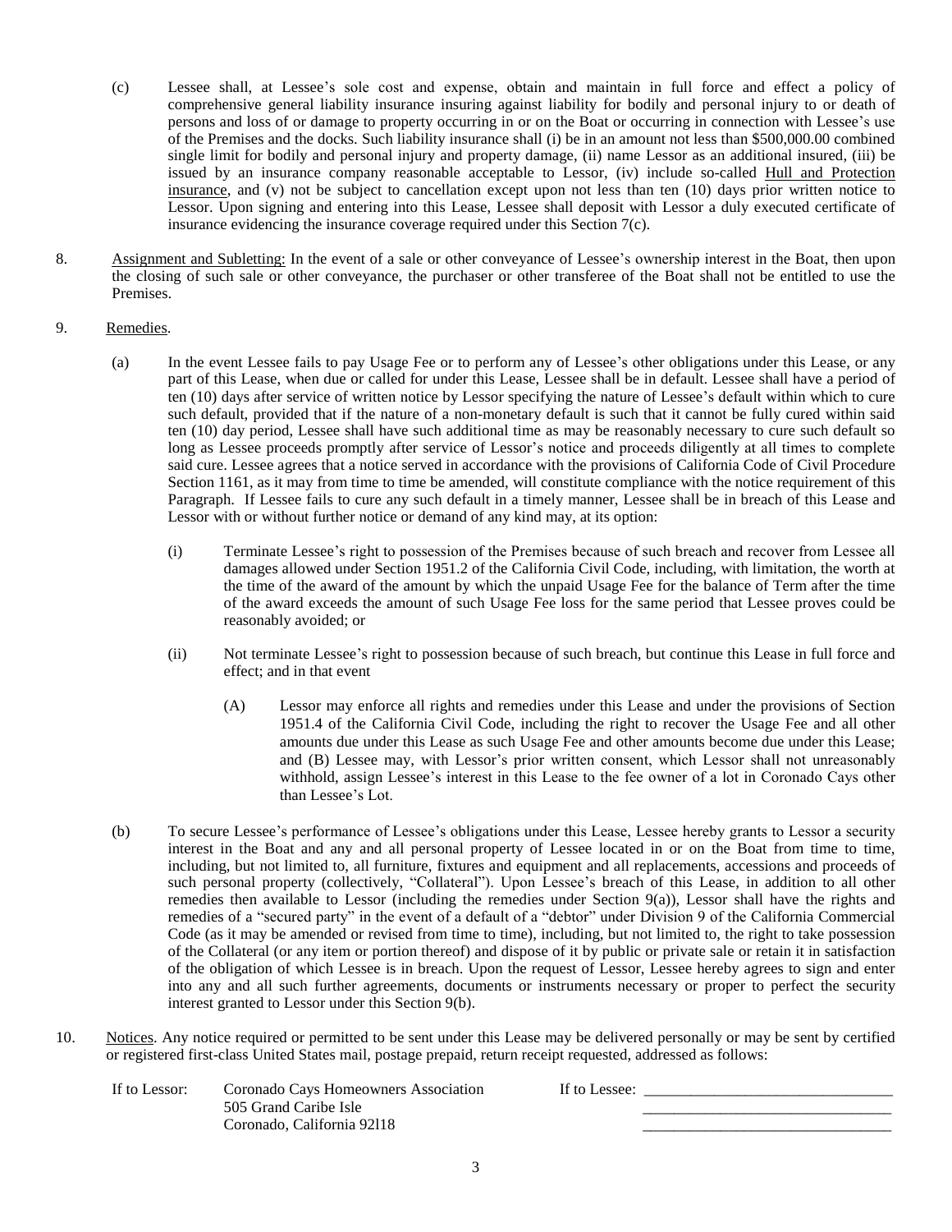(c) Lessee shall, at Lessee's sole cost and expense, obtain and maintain in full force and effect a policy of comprehensive general liability insurance insuring against liability for bodily and personal injury to or death of persons and loss of or damage to property occurring in or on the Boat or occurring in connection with Lessee's use of the Premises and the docks. Such liability insurance shall (i) be in an amount not less than $500,000.00 combined single limit for bodily and personal injury and property damage, (ii) name Lessor as an additional insured, (iii) be issued by an insurance company reasonable acceptable to Lessor, (iv) include so-called Hull and Protection insurance, and (v) not be subject to cancellation except upon not less than ten (10) days prior written notice to Lessor. Upon signing and entering into this Lease, Lessee shall deposit with Lessor a duly executed certificate of insurance evidencing the insurance coverage required under this Section 7(c).

8. Assignment and Subletting: In the event of a sale or other conveyance of Lessee's ownership interest in the Boat, then upon the closing of such sale or other conveyance, the purchaser or other transferee of the Boat shall not be entitled to use the Premises.

9. Remedies.

(a) In the event Lessee fails to pay Usage Fee or to perform any of Lessee's other obligations under this Lease, or any part of this Lease, when due or called for under this Lease, Lessee shall be in default. Lessee shall have a period of ten (10) days after service of written notice by Lessor specifying the nature of Lessee's default within which to cure such default, provided that if the nature of a non-monetary default is such that it cannot be fully cured within said ten (10) day period, Lessee shall have such additional time as may be reasonably necessary to cure such default so long as Lessee proceeds promptly after service of Lessor's notice and proceeds diligently at all times to complete said cure. Lessee agrees that a notice served in accordance with the provisions of California Code of Civil Procedure Section 1161, as it may from time to time be amended, will constitute compliance with the notice requirement of this Paragraph. If Lessee fails to cure any such default in a timely manner, Lessee shall be in breach of this Lease and Lessor with or without further notice or demand of any kind may, at its option:

(i) Terminate Lessee's right to possession of the Premises because of such breach and recover from Lessee all damages allowed under Section 1951.2 of the California Civil Code, including, with limitation, the worth at the time of the award of the amount by which the unpaid Usage Fee for the balance of Term after the time of the award exceeds the amount of such Usage Fee loss for the same period that Lessee proves could be reasonably avoided; or

(ii) Not terminate Lessee's right to possession because of such breach, but continue this Lease in full force and effect; and in that event

(A) Lessor may enforce all rights and remedies under this Lease and under the provisions of Section 1951.4 of the California Civil Code, including the right to recover the Usage Fee and all other amounts due under this Lease as such Usage Fee and other amounts become due under this Lease; and (B) Lessee may, with Lessor's prior written consent, which Lessor shall not unreasonably withhold, assign Lessee's interest in this Lease to the fee owner of a lot in Coronado Cays other than Lessee's Lot.

(b) To secure Lessee's performance of Lessee's obligations under this Lease, Lessee hereby grants to Lessor a security interest in the Boat and any and all personal property of Lessee located in or on the Boat from time to time, including, but not limited to, all furniture, fixtures and equipment and all replacements, accessions and proceeds of such personal property (collectively, "Collateral"). Upon Lessee's breach of this Lease, in addition to all other remedies then available to Lessor (including the remedies under Section 9(a)), Lessor shall have the rights and remedies of a "secured party" in the event of a default of a "debtor" under Division 9 of the California Commercial Code (as it may be amended or revised from time to time), including, but not limited to, the right to take possession of the Collateral (or any item or portion thereof) and dispose of it by public or private sale or retain it in satisfaction of the obligation of which Lessee is in breach. Upon the request of Lessor, Lessee hereby agrees to sign and enter into any and all such further agreements, documents or instruments necessary or proper to perfect the security interest granted to Lessor under this Section 9(b).

10. Notices. Any notice required or permitted to be sent under this Lease may be delivered personally or may be sent by certified or registered first-class United States mail, postage prepaid, return receipt requested, addressed as follows:

If to Lessor: Coronado Cays Homeowners Association
505 Grand Caribe Isle
Coronado, California 92118

If to Lessee: ________________________________
________________________________
________________________________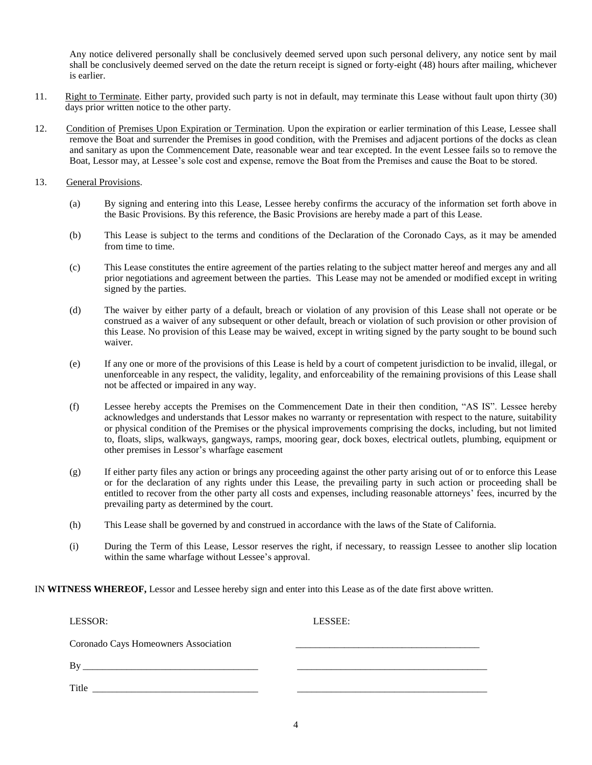Any notice delivered personally shall be conclusively deemed served upon such personal delivery, any notice sent by mail shall be conclusively deemed served on the date the return receipt is signed or forty-eight (48) hours after mailing, whichever is earlier.

11. Right to Terminate. Either party, provided such party is not in default, may terminate this Lease without fault upon thirty (30) days prior written notice to the other party.

12. Condition of Premises Upon Expiration or Termination. Upon the expiration or earlier termination of this Lease, Lessee shall remove the Boat and surrender the Premises in good condition, with the Premises and adjacent portions of the docks as clean and sanitary as upon the Commencement Date, reasonable wear and tear excepted. In the event Lessee fails so to remove the Boat, Lessor may, at Lessee's sole cost and expense, remove the Boat from the Premises and cause the Boat to be stored.

13. General Provisions.

(a) By signing and entering into this Lease, Lessee hereby confirms the accuracy of the information set forth above in the Basic Provisions. By this reference, the Basic Provisions are hereby made a part of this Lease.

(b) This Lease is subject to the terms and conditions of the Declaration of the Coronado Cays, as it may be amended from time to time.

(c) This Lease constitutes the entire agreement of the parties relating to the subject matter hereof and merges any and all prior negotiations and agreement between the parties. This Lease may not be amended or modified except in writing signed by the parties.

(d) The waiver by either party of a default, breach or violation of any provision of this Lease shall not operate or be construed as a waiver of any subsequent or other default, breach or violation of such provision or other provision of this Lease. No provision of this Lease may be waived, except in writing signed by the party sought to be bound such waiver.

(e) If any one or more of the provisions of this Lease is held by a court of competent jurisdiction to be invalid, illegal, or unenforceable in any respect, the validity, legality, and enforceability of the remaining provisions of this Lease shall not be affected or impaired in any way.

(f) Lessee hereby accepts the Premises on the Commencement Date in their then condition, "AS IS". Lessee hereby acknowledges and understands that Lessor makes no warranty or representation with respect to the nature, suitability or physical condition of the Premises or the physical improvements comprising the docks, including, but not limited to, floats, slips, walkways, gangways, ramps, mooring gear, dock boxes, electrical outlets, plumbing, equipment or other premises in Lessor's wharfage easement

(g) If either party files any action or brings any proceeding against the other party arising out of or to enforce this Lease or for the declaration of any rights under this Lease, the prevailing party in such action or proceeding shall be entitled to recover from the other party all costs and expenses, including reasonable attorneys' fees, incurred by the prevailing party as determined by the court.

(h) This Lease shall be governed by and construed in accordance with the laws of the State of California.

(i) During the Term of this Lease, Lessor reserves the right, if necessary, to reassign Lessee to another slip location within the same wharfage without Lessee's approval.

IN **WITNESS WHEREOF,** Lessor and Lessee hereby sign and enter into this Lease as of the date first above written.

| LESSOR: | LESSEE: |
|---|---|
| Coronado Cays Homeowners Association | ______________________________ |
| By ______________________________ | ______________________________ |
| Title ______________________________ | ______________________________ |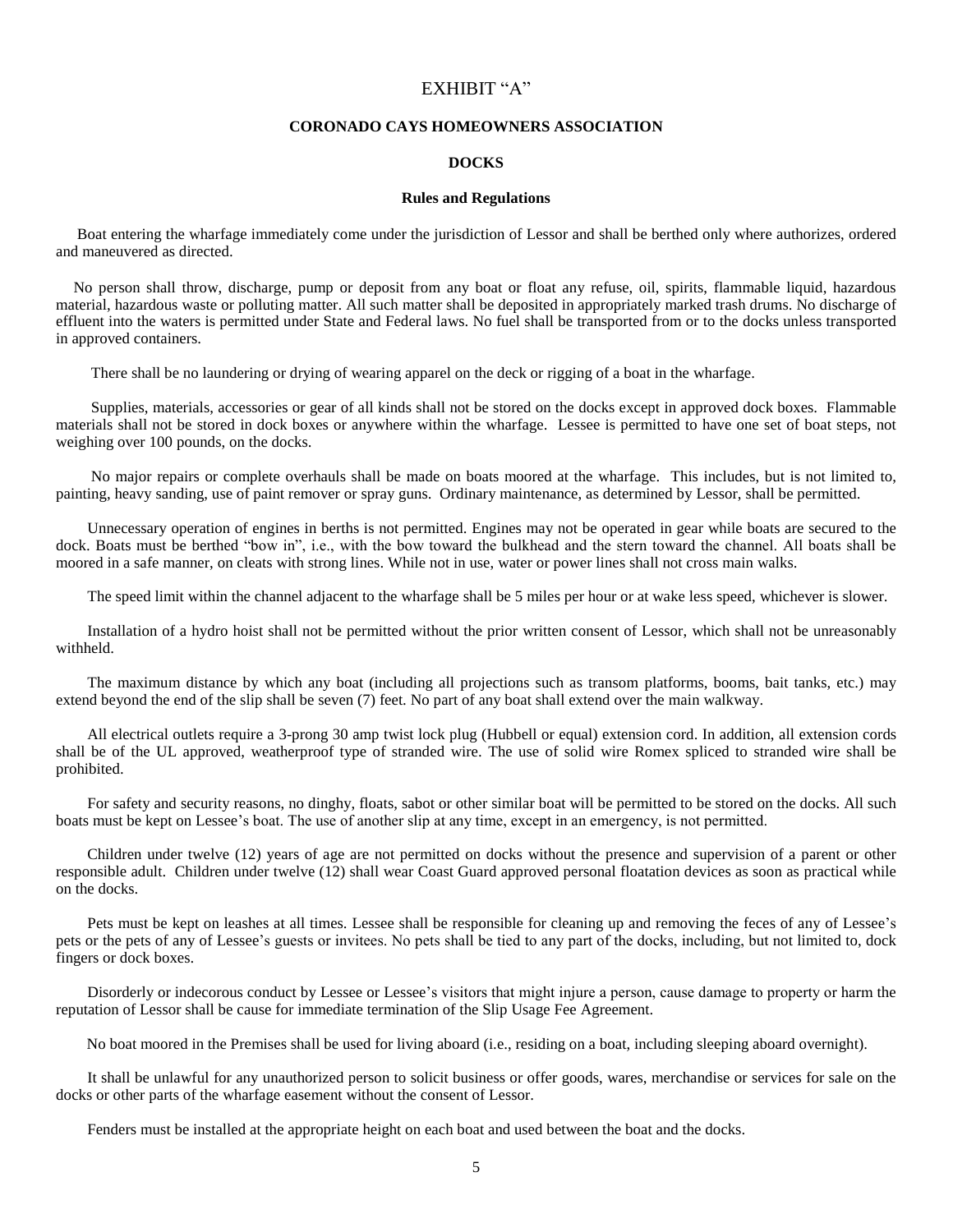# EXHIBIT "A"

## CORONADO CAYS HOMEOWNERS ASSOCIATION

### DOCKS

#### Rules and Regulations

Boat entering the wharfage immediately come under the jurisdiction of Lessor and shall be berthed only where authorizes, ordered and maneuvered as directed.

No person shall throw, discharge, pump or deposit from any boat or float any refuse, oil, spirits, flammable liquid, hazardous material, hazardous waste or polluting matter. All such matter shall be deposited in appropriately marked trash drums. No discharge of effluent into the waters is permitted under State and Federal laws. No fuel shall be transported from or to the docks unless transported in approved containers.

There shall be no laundering or drying of wearing apparel on the deck or rigging of a boat in the wharfage.

Supplies, materials, accessories or gear of all kinds shall not be stored on the docks except in approved dock boxes. Flammable materials shall not be stored in dock boxes or anywhere within the wharfage. Lessee is permitted to have one set of boat steps, not weighing over 100 pounds, on the docks.

No major repairs or complete overhauls shall be made on boats moored at the wharfage. This includes, but is not limited to, painting, heavy sanding, use of paint remover or spray guns. Ordinary maintenance, as determined by Lessor, shall be permitted.

Unnecessary operation of engines in berths is not permitted. Engines may not be operated in gear while boats are secured to the dock. Boats must be berthed "bow in", i.e., with the bow toward the bulkhead and the stern toward the channel. All boats shall be moored in a safe manner, on cleats with strong lines. While not in use, water or power lines shall not cross main walks.

The speed limit within the channel adjacent to the wharfage shall be 5 miles per hour or at wake less speed, whichever is slower.

Installation of a hydro hoist shall not be permitted without the prior written consent of Lessor, which shall not be unreasonably withheld.

The maximum distance by which any boat (including all projections such as transom platforms, booms, bait tanks, etc.) may extend beyond the end of the slip shall be seven (7) feet. No part of any boat shall extend over the main walkway.

All electrical outlets require a 3-prong 30 amp twist lock plug (Hubbell or equal) extension cord. In addition, all extension cords shall be of the UL approved, weatherproof type of stranded wire. The use of solid wire Romex spliced to stranded wire shall be prohibited.

For safety and security reasons, no dinghy, floats, sabot or other similar boat will be permitted to be stored on the docks. All such boats must be kept on Lessee's boat. The use of another slip at any time, except in an emergency, is not permitted.

Children under twelve (12) years of age are not permitted on docks without the presence and supervision of a parent or other responsible adult. Children under twelve (12) shall wear Coast Guard approved personal floatation devices as soon as practical while on the docks.

Pets must be kept on leashes at all times. Lessee shall be responsible for cleaning up and removing the feces of any of Lessee's pets or the pets of any of Lessee's guests or invitees. No pets shall be tied to any part of the docks, including, but not limited to, dock fingers or dock boxes.

Disorderly or indecorous conduct by Lessee or Lessee's visitors that might injure a person, cause damage to property or harm the reputation of Lessor shall be cause for immediate termination of the Slip Usage Fee Agreement.

No boat moored in the Premises shall be used for living aboard (i.e., residing on a boat, including sleeping aboard overnight).

It shall be unlawful for any unauthorized person to solicit business or offer goods, wares, merchandise or services for sale on the docks or other parts of the wharfage easement without the consent of Lessor.

Fenders must be installed at the appropriate height on each boat and used between the boat and the docks.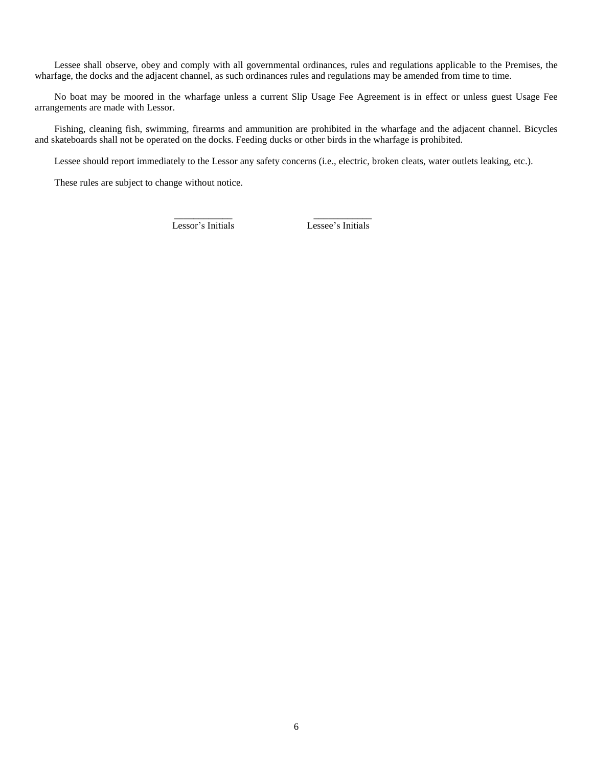Lessee shall observe, obey and comply with all governmental ordinances, rules and regulations applicable to the Premises, the wharfage, the docks and the adjacent channel, as such ordinances rules and regulations may be amended from time to time.

No boat may be moored in the wharfage unless a current Slip Usage Fee Agreement is in effect or unless guest Usage Fee arrangements are made with Lessor.

Fishing, cleaning fish, swimming, firearms and ammunition are prohibited in the wharfage and the adjacent channel. Bicycles and skateboards shall not be operated on the docks. Feeding ducks or other birds in the wharfage is prohibited.

Lessee should report immediately to the Lessor any safety concerns (i.e., electric, broken cleats, water outlets leaking, etc.).

These rules are subject to change without notice.

____________ Lessor's Initials ____________ Lessee's Initials